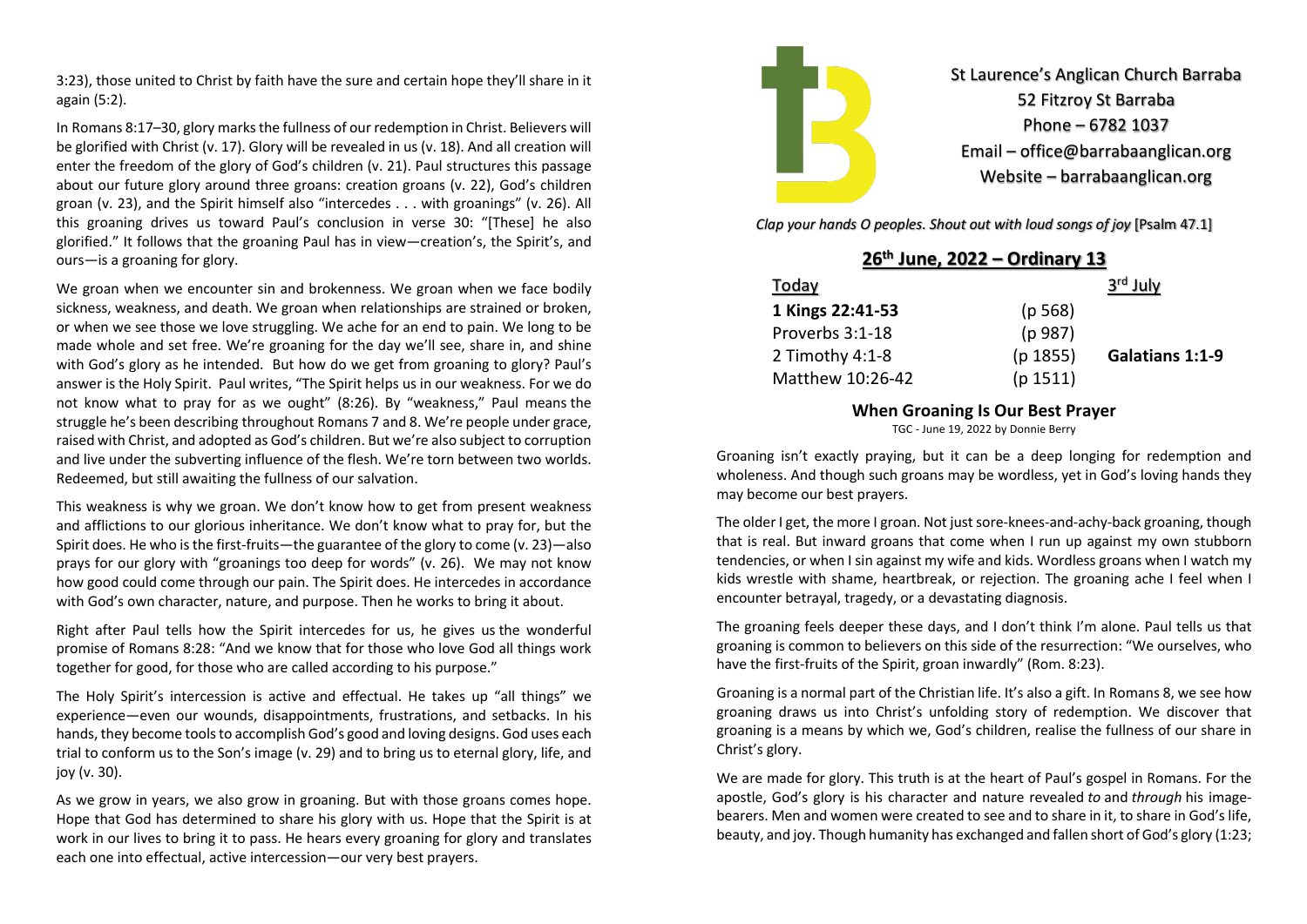St Laurence's Anglican Church Barraba
52 Fitzroy St Barraba
Phone – 6782 1037
Email – office@barrabaanglican.org
Website – barrabaanglican.org

*Clap your hands O peoples. Shout out with loud songs of joy* [Psalm 47.1]

## 26th June, 2022 – Ordinary 13

| Today | | 3rd July |
|---|---|---|
| **1 Kings 22:41-53** | (p 568) | |
| Proverbs 3:1-18 | (p 987) | |
| 2 Timothy 4:1-8 | (p 1855) | **Galatians 1:1-9** |
| Matthew 10:26-42 | (p 1511) | |

### When Groaning Is Our Best Prayer

TGC - June 19, 2022 by Donnie Berry

Groaning isn't exactly praying, but it can be a deep longing for redemption and wholeness. And though such groans may be wordless, yet in God's loving hands they may become our best prayers.

The older I get, the more I groan. Not just sore-knees-and-achy-back groaning, though that is real. But inward groans that come when I run up against my own stubborn tendencies, or when I sin against my wife and kids. Wordless groans when I watch my kids wrestle with shame, heartbreak, or rejection. The groaning ache I feel when I encounter betrayal, tragedy, or a devastating diagnosis.

The groaning feels deeper these days, and I don't think I'm alone. Paul tells us that groaning is common to believers on this side of the resurrection: "We ourselves, who have the first-fruits of the Spirit, groan inwardly" (Rom. 8:23).

Groaning is a normal part of the Christian life. It's also a gift. In Romans 8, we see how groaning draws us into Christ's unfolding story of redemption. We discover that groaning is a means by which we, God's children, realise the fullness of our share in Christ's glory.

We are made for glory. This truth is at the heart of Paul's gospel in Romans. For the apostle, God's glory is his character and nature revealed *to* and *through* his image-bearers. Men and women were created to see and to share in it, to share in God's life, beauty, and joy. Though humanity has exchanged and fallen short of God's glory (1:23; 3:23), those united to Christ by faith have the sure and certain hope they'll share in it again (5:2).

In Romans 8:17–30, glory marks the fullness of our redemption in Christ. Believers will be glorified with Christ (v. 17). Glory will be revealed in us (v. 18). And all creation will enter the freedom of the glory of God's children (v. 21). Paul structures this passage about our future glory around three groans: creation groans (v. 22), God's children groan (v. 23), and the Spirit himself also "intercedes . . . with groanings" (v. 26). All this groaning drives us toward Paul's conclusion in verse 30: "[These] he also glorified." It follows that the groaning Paul has in view—creation's, the Spirit's, and ours—is a groaning for glory.

We groan when we encounter sin and brokenness. We groan when we face bodily sickness, weakness, and death. We groan when relationships are strained or broken, or when we see those we love struggling. We ache for an end to pain. We long to be made whole and set free. We're groaning for the day we'll see, share in, and shine with God's glory as he intended. But how do we get from groaning to glory? Paul's answer is the Holy Spirit. Paul writes, "The Spirit helps us in our weakness. For we do not know what to pray for as we ought" (8:26). By "weakness," Paul means the struggle he's been describing throughout Romans 7 and 8. We're people under grace, raised with Christ, and adopted as God's children. But we're also subject to corruption and live under the subverting influence of the flesh. We're torn between two worlds. Redeemed, but still awaiting the fullness of our salvation.

This weakness is why we groan. We don't know how to get from present weakness and afflictions to our glorious inheritance. We don't know what to pray for, but the Spirit does. He who is the first-fruits—the guarantee of the glory to come (v. 23)—also prays for our glory with "groanings too deep for words" (v. 26). We may not know how good could come through our pain. The Spirit does. He intercedes in accordance with God's own character, nature, and purpose. Then he works to bring it about.

Right after Paul tells how the Spirit intercedes for us, he gives us the wonderful promise of Romans 8:28: "And we know that for those who love God all things work together for good, for those who are called according to his purpose."

The Holy Spirit's intercession is active and effectual. He takes up "all things" we experience—even our wounds, disappointments, frustrations, and setbacks. In his hands, they become tools to accomplish God's good and loving designs. God uses each trial to conform us to the Son's image (v. 29) and to bring us to eternal glory, life, and joy (v. 30).

As we grow in years, we also grow in groaning. But with those groans comes hope. Hope that God has determined to share his glory with us. Hope that the Spirit is at work in our lives to bring it to pass. He hears every groaning for glory and translates each one into effectual, active intercession—our very best prayers.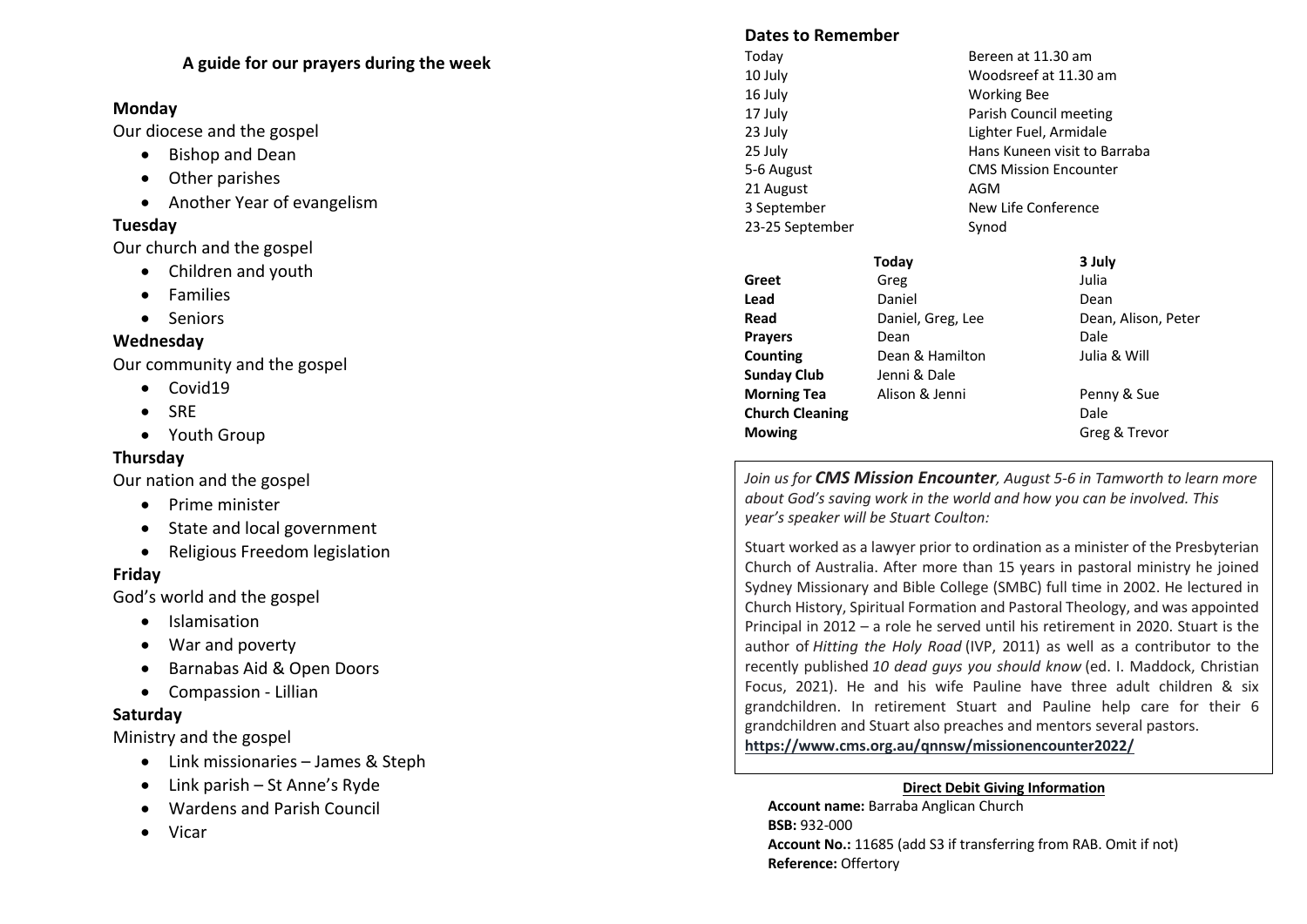### A guide for our prayers during the week

**Monday**

Our diocese and the gospel

- Bishop and Dean
- Other parishes
- Another Year of evangelism

**Tuesday**

Our church and the gospel

- Children and youth
- Families
- Seniors

**Wednesday**

Our community and the gospel

- Covid19
- SRE
- Youth Group

**Thursday**

Our nation and the gospel

- Prime minister
- State and local government
- Religious Freedom legislation

**Friday**

God's world and the gospel

- Islamisation
- War and poverty
- Barnabas Aid & Open Doors
- Compassion - Lillian

**Saturday**

Ministry and the gospel

- Link missionaries – James & Steph
- Link parish – St Anne's Ryde
- Wardens and Parish Council
- Vicar

### Dates to Remember

| | |
|---|---|
| Today | Bereen at 11.30 am |
| 10 July | Woodsreef at 11.30 am |
| 16 July | Working Bee |
| 17 July | Parish Council meeting |
| 23 July | Lighter Fuel, Armidale |
| 25 July | Hans Kuneen visit to Barraba |
| 5-6 August | CMS Mission Encounter |
| 21 August | AGM |
| 3 September | New Life Conference |
| 23-25 September | Synod |

| | **Today** | **3 July** |
|---|---|---|
| **Greet** | Greg | Julia |
| **Lead** | Daniel | Dean |
| **Read** | Daniel, Greg, Lee | Dean, Alison, Peter |
| **Prayers** | Dean | Dale |
| **Counting** | Dean & Hamilton | Julia & Will |
| **Sunday Club** | Jenni & Dale | |
| **Morning Tea** | Alison & Jenni | Penny & Sue |
| **Church Cleaning** | | Dale |
| **Mowing** | | Greg & Trevor |

*Join us for **CMS Mission Encounter**, August 5-6 in Tamworth to learn more about God's saving work in the world and how you can be involved. This year's speaker will be Stuart Coulton:*

Stuart worked as a lawyer prior to ordination as a minister of the Presbyterian Church of Australia. After more than 15 years in pastoral ministry he joined Sydney Missionary and Bible College (SMBC) full time in 2002. He lectured in Church History, Spiritual Formation and Pastoral Theology, and was appointed Principal in 2012 – a role he served until his retirement in 2020. Stuart is the author of *Hitting the Holy Road* (IVP, 2011) as well as a contributor to the recently published *10 dead guys you should know* (ed. I. Maddock, Christian Focus, 2021). He and his wife Pauline have three adult children & six grandchildren. In retirement Stuart and Pauline help care for their 6 grandchildren and Stuart also preaches and mentors several pastors.
**https://www.cms.org.au/qnnsw/missionencounter2022/**

**Direct Debit Giving Information**

**Account name:** Barraba Anglican Church
**BSB:** 932-000
**Account No.:** 11685 (add S3 if transferring from RAB. Omit if not)
**Reference:** Offertory